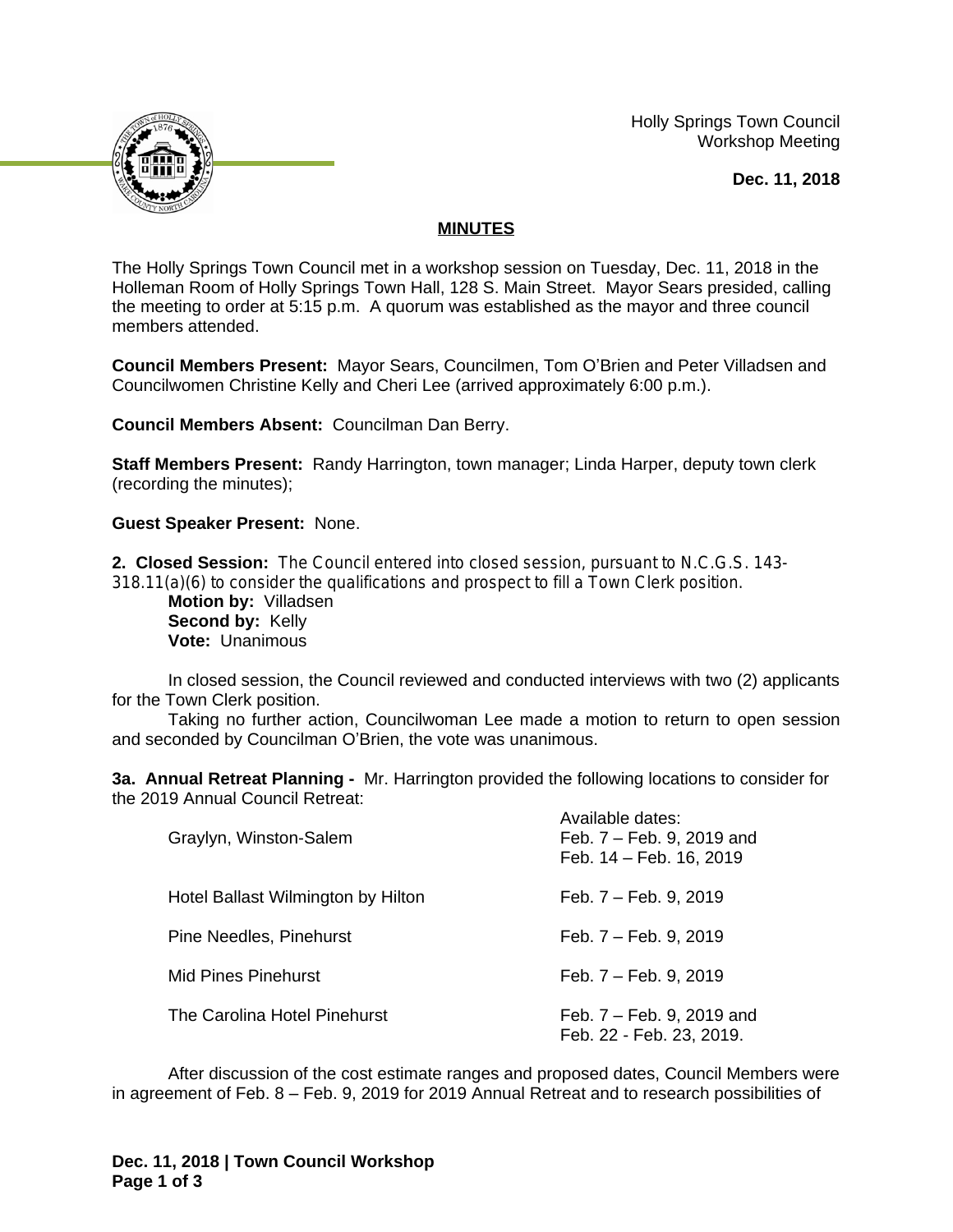Holly Springs Town Council
Workshop Meeting

**Dec. 11, 2018**

**MINUTES**

The Holly Springs Town Council met in a workshop session on Tuesday, Dec. 11, 2018 in the Holleman Room of Holly Springs Town Hall, 128 S. Main Street. Mayor Sears presided, calling the meeting to order at 5:15 p.m. A quorum was established as the mayor and three council members attended.

**Council Members Present:** Mayor Sears, Councilmen, Tom O'Brien and Peter Villadsen and Councilwomen Christine Kelly and Cheri Lee (arrived approximately 6:00 p.m.).

**Council Members Absent:** Councilman Dan Berry.

**Staff Members Present:** Randy Harrington, town manager; Linda Harper, deputy town clerk (recording the minutes);

**Guest Speaker Present:** None.

**2. Closed Session:** The Council entered into closed session, pursuant to N.C.G.S. 143-318.11(a)(6) to consider the qualifications and prospect to fill a Town Clerk position.

**Motion by:** Villadsen
**Second by:** Kelly
**Vote:** Unanimous

In closed session, the Council reviewed and conducted interviews with two (2) applicants for the Town Clerk position.

Taking no further action, Councilwoman Lee made a motion to return to open session and seconded by Councilman O'Brien, the vote was unanimous.

**3a. Annual Retreat Planning -** Mr. Harrington provided the following locations to consider for the 2019 Annual Council Retreat:

| | Available dates: |
|---|---|
| Graylyn, Winston-Salem | Feb. 7 – Feb. 9, 2019 and Feb. 14 – Feb. 16, 2019 |
| Hotel Ballast Wilmington by Hilton | Feb. 7 – Feb. 9, 2019 |
| Pine Needles, Pinehurst | Feb. 7 – Feb. 9, 2019 |
| Mid Pines Pinehurst | Feb. 7 – Feb. 9, 2019 |
| The Carolina Hotel Pinehurst | Feb. 7 – Feb. 9, 2019 and Feb. 22 - Feb. 23, 2019. |

After discussion of the cost estimate ranges and proposed dates, Council Members were in agreement of Feb. 8 – Feb. 9, 2019 for 2019 Annual Retreat and to research possibilities of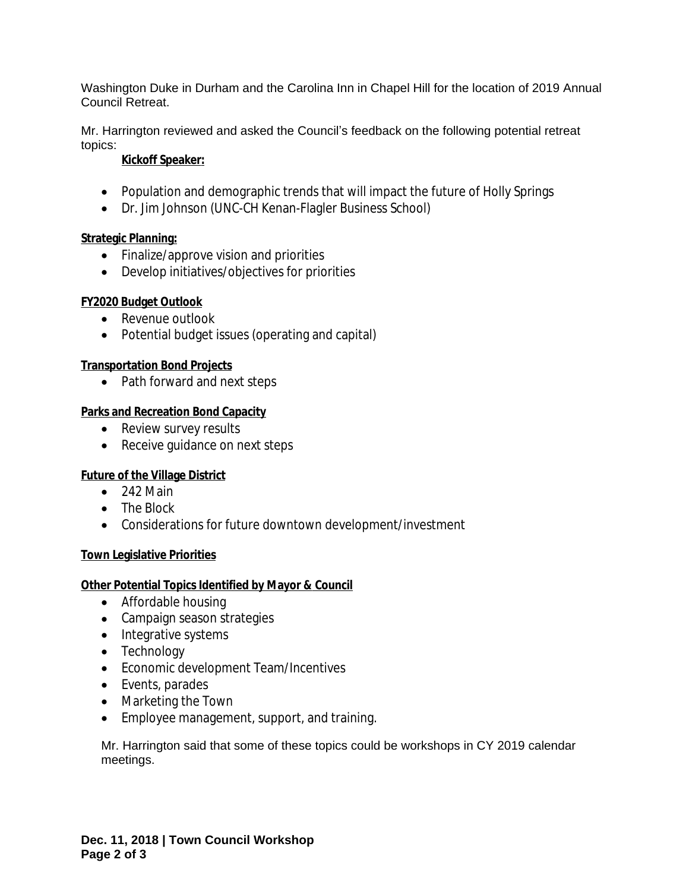Washington Duke in Durham and the Carolina Inn in Chapel Hill for the location of 2019 Annual Council Retreat.

Mr. Harrington reviewed and asked the Council's feedback on the following potential retreat topics:

**Kickoff Speaker:**

- Population and demographic trends that will impact the future of Holly Springs
- Dr. Jim Johnson (UNC-CH Kenan-Flagler Business School)

**Strategic Planning:**

- Finalize/approve vision and priorities
- Develop initiatives/objectives for priorities

**FY2020 Budget Outlook**

- Revenue outlook
- Potential budget issues (operating and capital)

**Transportation Bond Projects**

- Path forward and next steps

**Parks and Recreation Bond Capacity**

- Review survey results
- Receive guidance on next steps

**Future of the Village District**

- 242 Main
- The Block
- Considerations for future downtown development/investment

**Town Legislative Priorities**

**Other Potential Topics Identified by Mayor & Council**

- Affordable housing
- Campaign season strategies
- Integrative systems
- Technology
- Economic development Team/Incentives
- Events, parades
- Marketing the Town
- Employee management, support, and training.

Mr. Harrington said that some of these topics could be workshops in CY 2019 calendar meetings.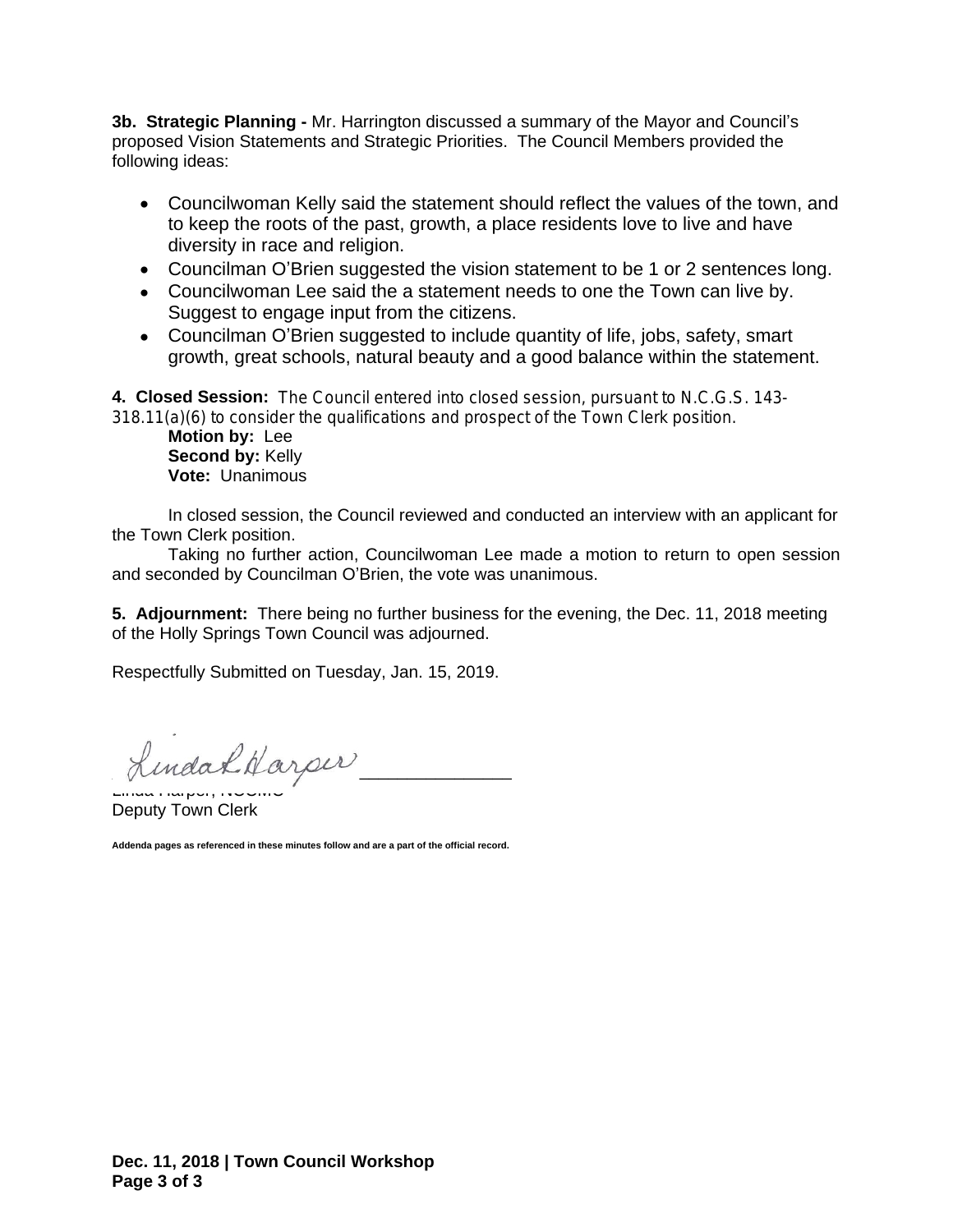**3b. Strategic Planning -** Mr. Harrington discussed a summary of the Mayor and Council's proposed Vision Statements and Strategic Priorities. The Council Members provided the following ideas:

- Councilwoman Kelly said the statement should reflect the values of the town, and to keep the roots of the past, growth, a place residents love to live and have diversity in race and religion.
- Councilman O'Brien suggested the vision statement to be 1 or 2 sentences long.
- Councilwoman Lee said the a statement needs to one the Town can live by. Suggest to engage input from the citizens.
- Councilman O'Brien suggested to include quantity of life, jobs, safety, smart growth, great schools, natural beauty and a good balance within the statement.

**4. Closed Session:** The Council entered into closed session, pursuant to N.C.G.S. 143-318.11(a)(6) to consider the qualifications and prospect of the Town Clerk position.

**Motion by:** Lee
**Second by:** Kelly
**Vote:** Unanimous

In closed session, the Council reviewed and conducted an interview with an applicant for the Town Clerk position.

Taking no further action, Councilwoman Lee made a motion to return to open session and seconded by Councilman O'Brien, the vote was unanimous.

**5. Adjournment:** There being no further business for the evening, the Dec. 11, 2018 meeting of the Holly Springs Town Council was adjourned.

Respectfully Submitted on Tuesday, Jan. 15, 2019.

Linda L. Harper _____________
Linda Harper, NCCMC
Deputy Town Clerk

**Addenda pages as referenced in these minutes follow and are a part of the official record.**